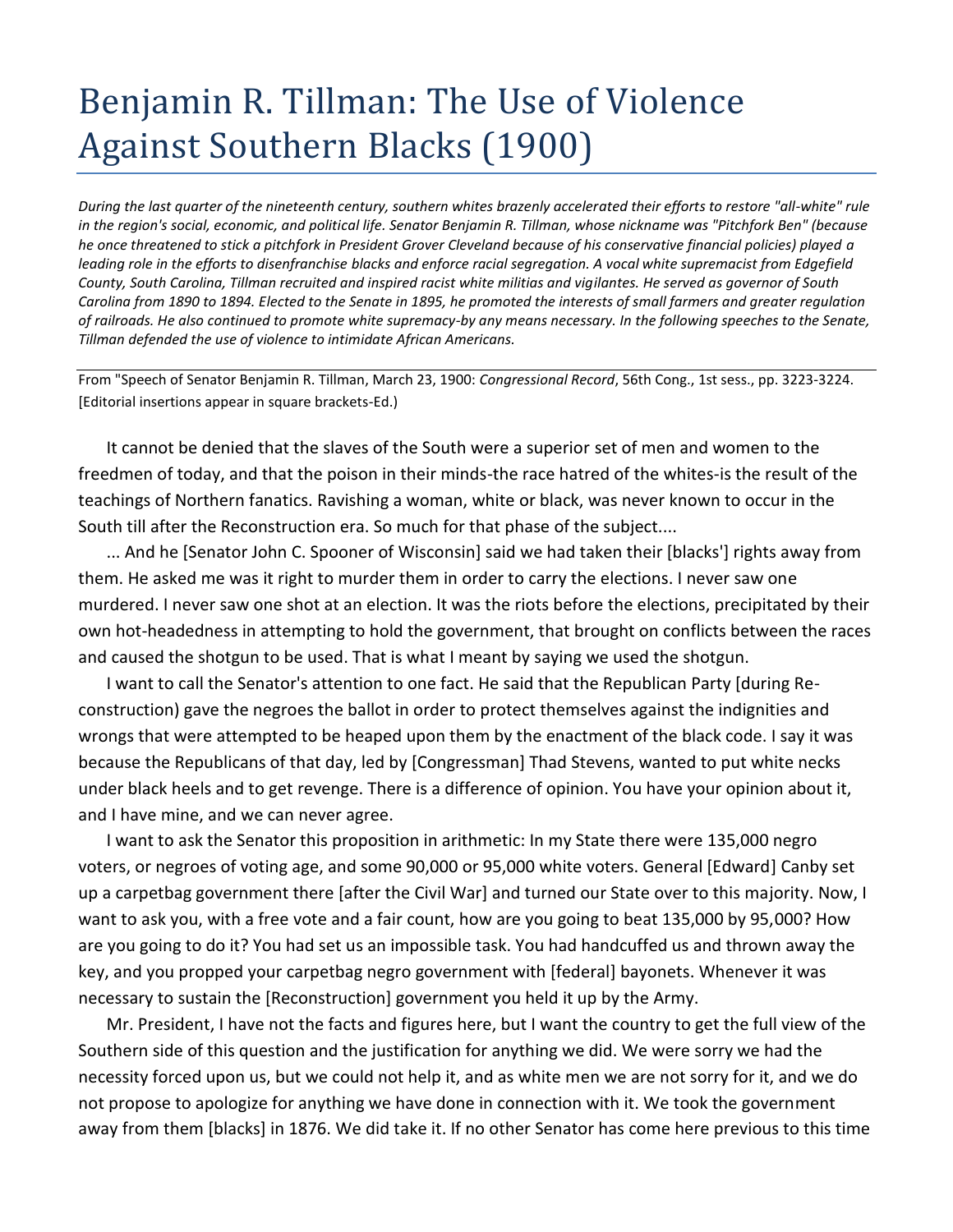# Benjamin R. Tillman: The Use of Violence Against Southern Blacks (1900)

*During the last quarter of the nineteenth century, southern whites brazenly accelerated their efforts to restore "all-white" rule in the region's social, economic, and political life. Senator Benjamin R. Tillman, whose nickname was "Pitchfork Ben" (because he once threatened to stick a pitchfork in President Grover Cleveland because of his conservative financial policies) played a leading role in the efforts to disenfranchise blacks and enforce racial segregation. A vocal white supremacist from Edgefield County, South Carolina, Tillman recruited and inspired racist white militias and vigilantes. He served as governor of South Carolina from 1890 to 1894. Elected to the Senate in 1895, he promoted the interests of small farmers and greater regulation of railroads. He also continued to promote white supremacy-by any means necessary. In the following speeches to the Senate, Tillman defended the use of violence to intimidate African Americans.*

From "Speech of Senator Benjamin R. Tillman, March 23, 1900: *Congressional Record*, 56th Cong., 1st sess., pp. 3223-3224. [Editorial insertions appear in square brackets-Ed.)

It cannot be denied that the slaves of the South were a superior set of men and women to the freedmen of today, and that the poison in their minds-the race hatred of the whites-is the result of the teachings of Northern fanatics. Ravishing a woman, white or black, was never known to occur in the South till after the Reconstruction era. So much for that phase of the subject....

... And he [Senator John C. Spooner of Wisconsin] said we had taken their [blacks'] rights away from them. He asked me was it right to murder them in order to carry the elections. I never saw one murdered. I never saw one shot at an election. It was the riots before the elections, precipitated by their own hot-headedness in attempting to hold the government, that brought on conflicts between the races and caused the shotgun to be used. That is what I meant by saying we used the shotgun.

I want to call the Senator's attention to one fact. He said that the Republican Party [during Reconstruction) gave the negroes the ballot in order to protect themselves against the indignities and wrongs that were attempted to be heaped upon them by the enactment of the black code. I say it was because the Republicans of that day, led by [Congressman] Thad Stevens, wanted to put white necks under black heels and to get revenge. There is a difference of opinion. You have your opinion about it, and I have mine, and we can never agree.

I want to ask the Senator this proposition in arithmetic: In my State there were 135,000 negro voters, or negroes of voting age, and some 90,000 or 95,000 white voters. General [Edward] Canby set up a carpetbag government there [after the Civil War] and turned our State over to this majority. Now, I want to ask you, with a free vote and a fair count, how are you going to beat 135,000 by 95,000? How are you going to do it? You had set us an impossible task. You had handcuffed us and thrown away the key, and you propped your carpetbag negro government with [federal] bayonets. Whenever it was necessary to sustain the [Reconstruction] government you held it up by the Army.

Mr. President, I have not the facts and figures here, but I want the country to get the full view of the Southern side of this question and the justification for anything we did. We were sorry we had the necessity forced upon us, but we could not help it, and as white men we are not sorry for it, and we do not propose to apologize for anything we have done in connection with it. We took the government away from them [blacks] in 1876. We did take it. If no other Senator has come here previous to this time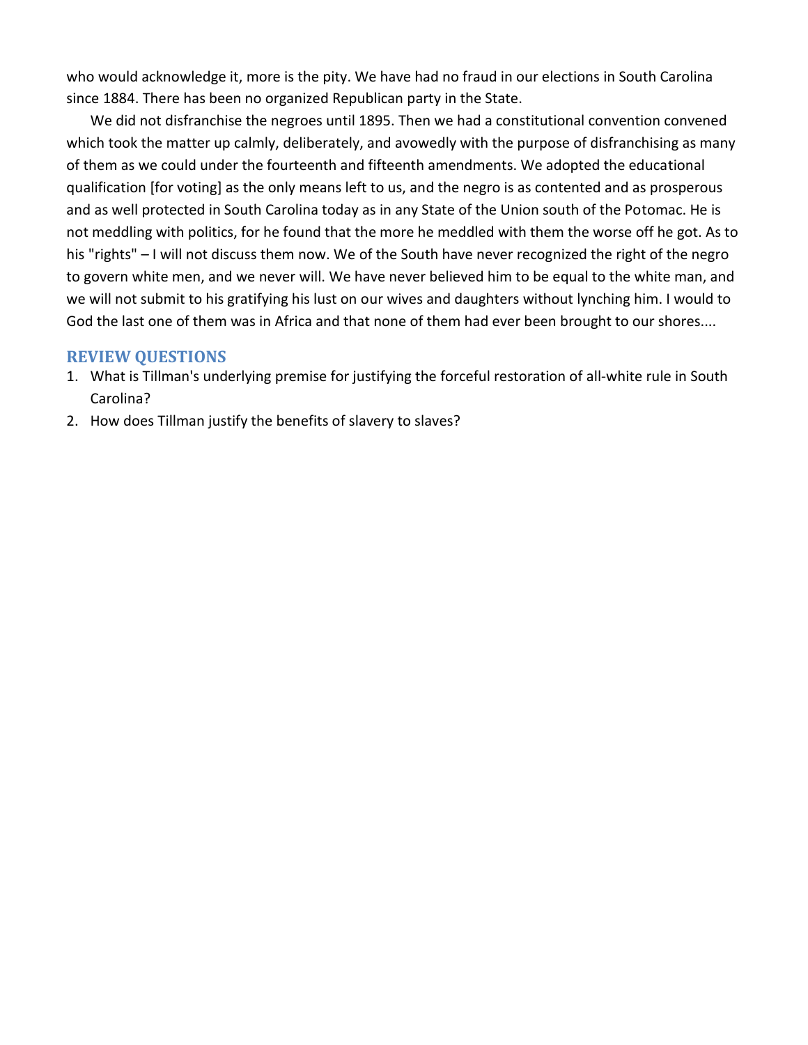who would acknowledge it, more is the pity. We have had no fraud in our elections in South Carolina since 1884. There has been no organized Republican party in the State.

We did not disfranchise the negroes until 1895. Then we had a constitutional convention convened which took the matter up calmly, deliberately, and avowedly with the purpose of disfranchising as many of them as we could under the fourteenth and fifteenth amendments. We adopted the educational qualification [for voting] as the only means left to us, and the negro is as contented and as prosperous and as well protected in South Carolina today as in any State of the Union south of the Potomac. He is not meddling with politics, for he found that the more he meddled with them the worse off he got. As to his "rights" – I will not discuss them now. We of the South have never recognized the right of the negro to govern white men, and we never will. We have never believed him to be equal to the white man, and we will not submit to his gratifying his lust on our wives and daughters without lynching him. I would to God the last one of them was in Africa and that none of them had ever been brought to our shores....

## REVIEW QUESTIONS

1. What is Tillman's underlying premise for justifying the forceful restoration of all-white rule in South Carolina?
2. How does Tillman justify the benefits of slavery to slaves?